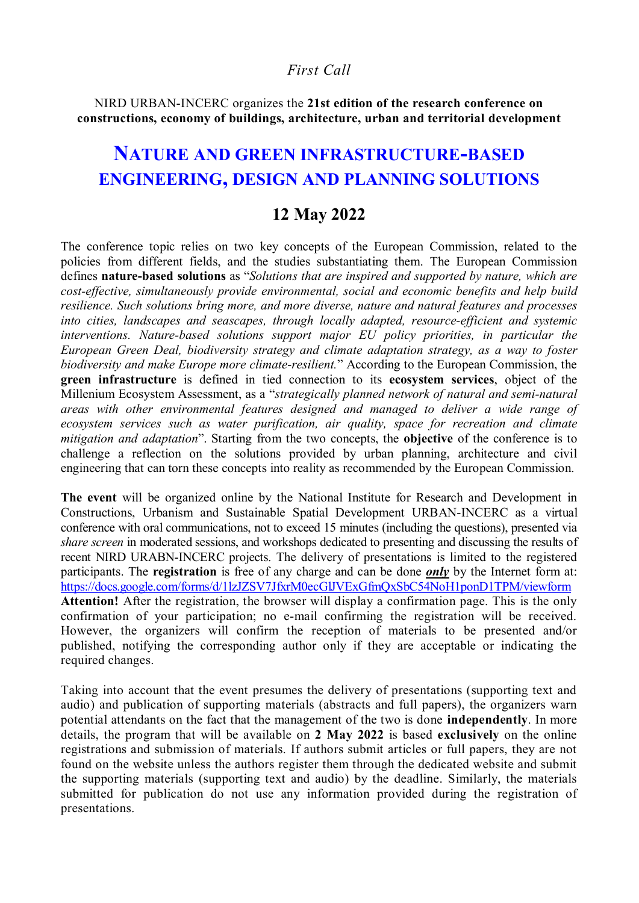*First Call*

NIRD URBAN-INCERC organizes the **21st edition of the research conference on constructions, economy of buildings, architecture, urban and territorial development**

# NATURE AND GREEN INFRASTRUCTURE-BASED ENGINEERING, DESIGN AND PLANNING SOLUTIONS

## 12 May 2022

The conference topic relies on two key concepts of the European Commission, related to the policies from different fields, and the studies substantiating them. The European Commission defines **nature-based solutions** as "*Solutions that are inspired and supported by nature, which are cost-effective, simultaneously provide environmental, social and economic benefits and help build resilience. Such solutions bring more, and more diverse, nature and natural features and processes into cities, landscapes and seascapes, through locally adapted, resource-efficient and systemic interventions. Nature-based solutions support major EU policy priorities, in particular the European Green Deal, biodiversity strategy and climate adaptation strategy, as a way to foster biodiversity and make Europe more climate-resilient.*" According to the European Commission, the **green infrastructure** is defined in tied connection to its **ecosystem services**, object of the Millenium Ecosystem Assessment, as a "*strategically planned network of natural and semi-natural areas with other environmental features designed and managed to deliver a wide range of ecosystem services such as water purification, air quality, space for recreation and climate mitigation and adaptation*". Starting from the two concepts, the **objective** of the conference is to challenge a reflection on the solutions provided by urban planning, architecture and civil engineering that can torn these concepts into reality as recommended by the European Commission.

**The event** will be organized online by the National Institute for Research and Development in Constructions, Urbanism and Sustainable Spatial Development URBAN-INCERC as a virtual conference with oral communications, not to exceed 15 minutes (including the questions), presented via *share screen* in moderated sessions, and workshops dedicated to presenting and discussing the results of recent NIRD URABN-INCERC projects. The delivery of presentations is limited to the registered participants. The **registration** is free of any charge and can be done ***only*** by the Internet form at: https://docs.google.com/forms/d/1lzJZSV7JfxrM0ecGlJVExGfmQxSbC54NoH1ponD1TPM/viewform **Attention!** After the registration, the browser will display a confirmation page. This is the only confirmation of your participation; no e-mail confirming the registration will be received. However, the organizers will confirm the reception of materials to be presented and/or published, notifying the corresponding author only if they are acceptable or indicating the required changes.

Taking into account that the event presumes the delivery of presentations (supporting text and audio) and publication of supporting materials (abstracts and full papers), the organizers warn potential attendants on the fact that the management of the two is done **independently**. In more details, the program that will be available on **2 May 2022** is based **exclusively** on the online registrations and submission of materials. If authors submit articles or full papers, they are not found on the website unless the authors register them through the dedicated website and submit the supporting materials (supporting text and audio) by the deadline. Similarly, the materials submitted for publication do not use any information provided during the registration of presentations.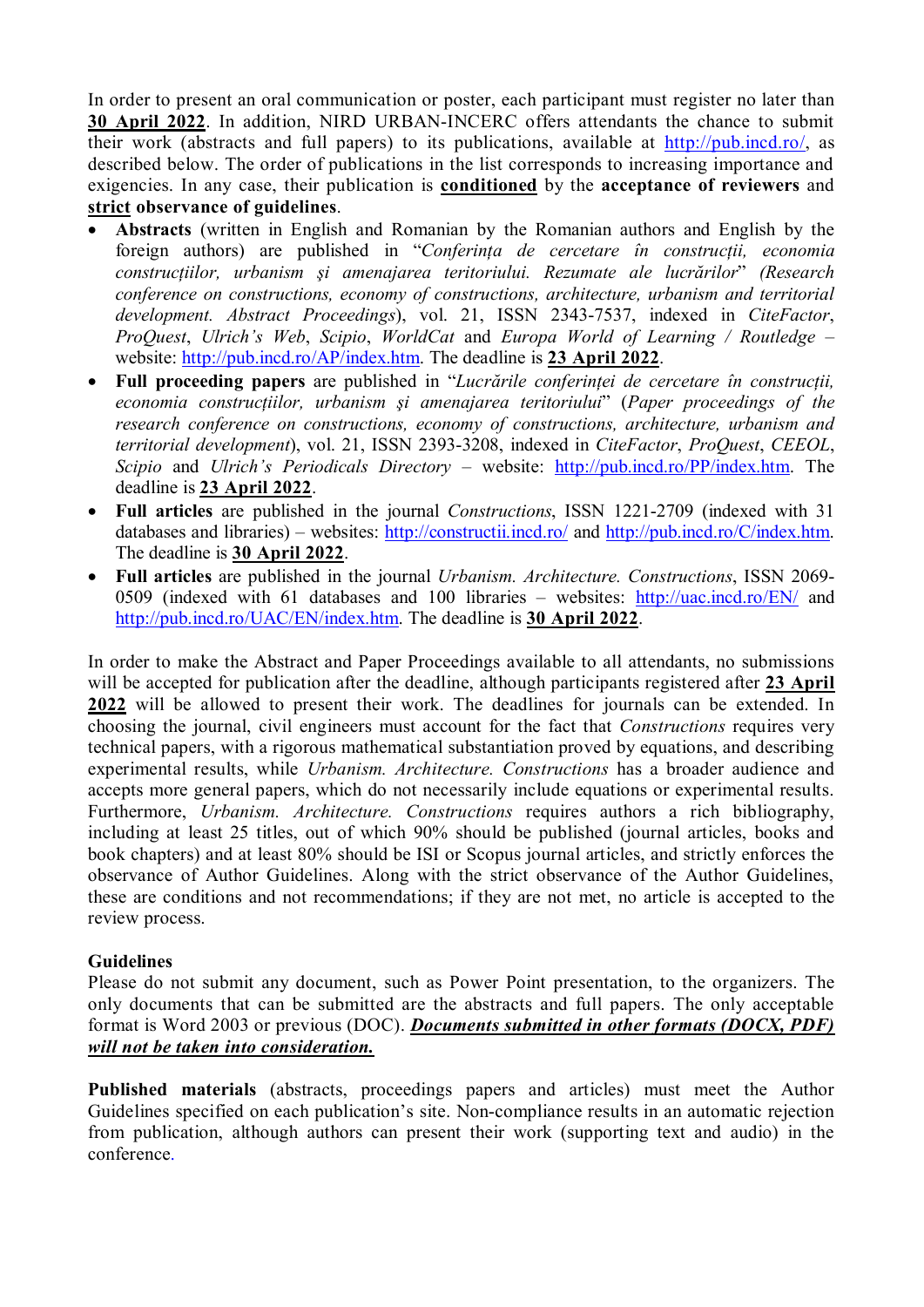In order to present an oral communication or poster, each participant must register no later than **30 April 2022**. In addition, NIRD URBAN-INCERC offers attendants the chance to submit their work (abstracts and full papers) to its publications, available at http://pub.incd.ro/, as described below. The order of publications in the list corresponds to increasing importance and exigencies. In any case, their publication is **conditioned** by the **acceptance of reviewers** and **strict observance of guidelines**.

- **Abstracts** (written in English and Romanian by the Romanian authors and English by the foreign authors) are published in "*Conferința de cercetare în construcții, economia construcțiilor, urbanism și amenajarea teritoriului. Rezumate ale lucrărilor*" *(Research conference on constructions, economy of constructions, architecture, urbanism and territorial development. Abstract Proceedings*), vol. 21, ISSN 2343-7537, indexed in *CiteFactor*, *ProQuest*, *Ulrich's Web*, *Scipio*, *WorldCat* and *Europa World of Learning / Routledge* – website: http://pub.incd.ro/AP/index.htm. The deadline is **23 April 2022**.
- **Full proceeding papers** are published in "*Lucrările conferinței de cercetare în construcții, economia construcțiilor, urbanism și amenajarea teritoriului*" (*Paper proceedings of the research conference on constructions, economy of constructions, architecture, urbanism and territorial development*), vol. 21, ISSN 2393-3208, indexed in *CiteFactor*, *ProQuest*, *CEEOL*, *Scipio* and *Ulrich's Periodicals Directory* – website: http://pub.incd.ro/PP/index.htm. The deadline is **23 April 2022**.
- **Full articles** are published in the journal *Constructions*, ISSN 1221-2709 (indexed with 31 databases and libraries) – websites: http://constructii.incd.ro/ and http://pub.incd.ro/C/index.htm. The deadline is **30 April 2022**.
- **Full articles** are published in the journal *Urbanism. Architecture. Constructions*, ISSN 2069-0509 (indexed with 61 databases and 100 libraries – websites: http://uac.incd.ro/EN/ and http://pub.incd.ro/UAC/EN/index.htm. The deadline is **30 April 2022**.

In order to make the Abstract and Paper Proceedings available to all attendants, no submissions will be accepted for publication after the deadline, although participants registered after **23 April 2022** will be allowed to present their work. The deadlines for journals can be extended. In choosing the journal, civil engineers must account for the fact that *Constructions* requires very technical papers, with a rigorous mathematical substantiation proved by equations, and describing experimental results, while *Urbanism. Architecture. Constructions* has a broader audience and accepts more general papers, which do not necessarily include equations or experimental results. Furthermore, *Urbanism. Architecture. Constructions* requires authors a rich bibliography, including at least 25 titles, out of which 90% should be published (journal articles, books and book chapters) and at least 80% should be ISI or Scopus journal articles, and strictly enforces the observance of Author Guidelines. Along with the strict observance of the Author Guidelines, these are conditions and not recommendations; if they are not met, no article is accepted to the review process.

**Guidelines**

Please do not submit any document, such as Power Point presentation, to the organizers. The only documents that can be submitted are the abstracts and full papers. The only acceptable format is Word 2003 or previous (DOC). ***Documents submitted in other formats (DOCX, PDF) will not be taken into consideration.***

**Published materials** (abstracts, proceedings papers and articles) must meet the Author Guidelines specified on each publication's site. Non-compliance results in an automatic rejection from publication, although authors can present their work (supporting text and audio) in the conference.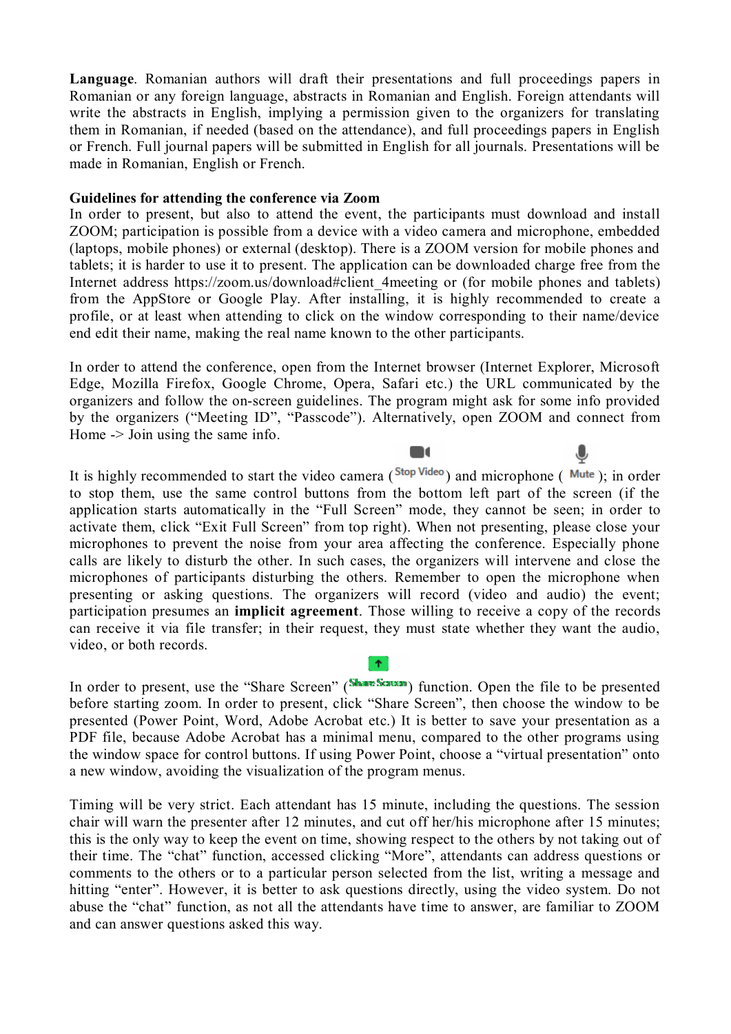**Language**. Romanian authors will draft their presentations and full proceedings papers in Romanian or any foreign language, abstracts in Romanian and English. Foreign attendants will write the abstracts in English, implying a permission given to the organizers for translating them in Romanian, if needed (based on the attendance), and full proceedings papers in English or French. Full journal papers will be submitted in English for all journals. Presentations will be made in Romanian, English or French.

**Guidelines for attending the conference via Zoom**

In order to present, but also to attend the event, the participants must download and install ZOOM; participation is possible from a device with a video camera and microphone, embedded (laptops, mobile phones) or external (desktop). There is a ZOOM version for mobile phones and tablets; it is harder to use it to present. The application can be downloaded charge free from the Internet address https://zoom.us/download#client_4meeting or (for mobile phones and tablets) from the AppStore or Google Play. After installing, it is highly recommended to create a profile, or at least when attending to click on the window corresponding to their name/device end edit their name, making the real name known to the other participants.

In order to attend the conference, open from the Internet browser (Internet Explorer, Microsoft Edge, Mozilla Firefox, Google Chrome, Opera, Safari etc.) the URL communicated by the organizers and follow the on-screen guidelines. The program might ask for some info provided by the organizers ("Meeting ID", "Passcode"). Alternatively, open ZOOM and connect from Home -> Join using the same info.

It is highly recommended to start the video camera (Stop Video) and microphone ( Mute ); in order to stop them, use the same control buttons from the bottom left part of the screen (if the application starts automatically in the "Full Screen" mode, they cannot be seen; in order to activate them, click "Exit Full Screen" from top right). When not presenting, please close your microphones to prevent the noise from your area affecting the conference. Especially phone calls are likely to disturb the other. In such cases, the organizers will intervene and close the microphones of participants disturbing the others. Remember to open the microphone when presenting or asking questions. The organizers will record (video and audio) the event; participation presumes an **implicit agreement**. Those willing to receive a copy of the records can receive it via file transfer; in their request, they must state whether they want the audio, video, or both records.

In order to present, use the "Share Screen" (Share Screen) function. Open the file to be presented before starting zoom. In order to present, click "Share Screen", then choose the window to be presented (Power Point, Word, Adobe Acrobat etc.) It is better to save your presentation as a PDF file, because Adobe Acrobat has a minimal menu, compared to the other programs using the window space for control buttons. If using Power Point, choose a "virtual presentation" onto a new window, avoiding the visualization of the program menus.

Timing will be very strict. Each attendant has 15 minute, including the questions. The session chair will warn the presenter after 12 minutes, and cut off her/his microphone after 15 minutes; this is the only way to keep the event on time, showing respect to the others by not taking out of their time. The "chat" function, accessed clicking "More", attendants can address questions or comments to the others or to a particular person selected from the list, writing a message and hitting "enter". However, it is better to ask questions directly, using the video system. Do not abuse the "chat" function, as not all the attendants have time to answer, are familiar to ZOOM and can answer questions asked this way.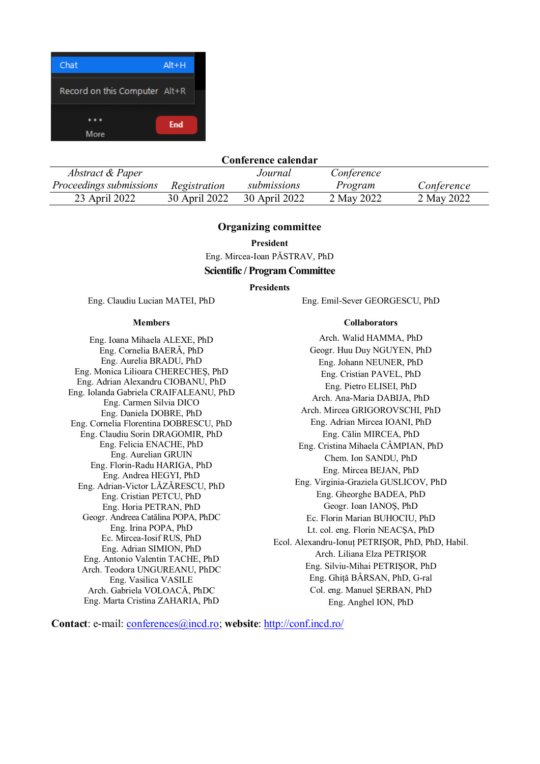Chat Alt+H

Record on this Computer Alt+R

More

End

## Conference calendar

| *Abstract & Paper Proceedings submissions* | *Registration* | *Journal submissions* | *Conference Program* | *Conference* |
|---|---|---|---|---|
| 23 April 2022 | 30 April 2022 | 30 April 2022 | 2 May 2022 | 2 May 2022 |

## Organizing committee

**President**

Eng. Mircea-Ioan PĂSTRAV, PhD

### Scientific / Program Committee

**Presidents**

Eng. Claudiu Lucian MATEI, PhD

Eng. Emil-Sever GEORGESCU, PhD

**Members**

Eng. Ioana Mihaela ALEXE, PhD
Eng. Cornelia BAERĂ, PhD
Eng. Aurelia BRADU, PhD
Eng. Monica Lilioara CHERECHEȘ, PhD
Eng. Adrian Alexandru CIOBANU, PhD
Eng. Iolanda Gabriela CRAIFALEANU, PhD
Eng. Carmen Silvia DICO
Eng. Daniela DOBRE, PhD
Eng. Cornelia Florentina DOBRESCU, PhD
Eng. Claudiu Sorin DRAGOMIR, PhD
Eng. Felicia ENACHE, PhD
Eng. Aurelian GRUIN
Eng. Florin-Radu HARIGA, PhD
Eng. Andrea HEGYI, PhD
Eng. Adrian-Victor LĂZĂRESCU, PhD
Eng. Cristian PETCU, PhD
Eng. Horia PETRAN, PhD
Geogr. Andreea Cătălina POPA, PhDC
Eng. Irina POPA, PhD
Ec. Mircea-Iosif RUS, PhD
Eng. Adrian SIMION, PhD
Eng. Antonio Valentin TACHE, PhD
Arch. Teodora UNGUREANU, PhDC
Eng. Vasilica VASILE
Arch. Gabriela VOLOACĂ, PhDC
Eng. Marta Cristina ZAHARIA, PhD

**Collaborators**

Arch. Walid HAMMA, PhD
Geogr. Huu Duy NGUYEN, PhD
Eng. Johann NEUNER, PhD
Eng. Cristian PAVEL, PhD
Eng. Pietro ELISEI, PhD
Arch. Ana-Maria DABIJA, PhD
Arch. Mircea GRIGOROVSCHI, PhD
Eng. Adrian Mircea IOANI, PhD
Eng. Călin MIRCEA, PhD
Eng. Cristina Mihaela CÂMPIAN, PhD
Chem. Ion SANDU, PhD
Eng. Mircea BEJAN, PhD
Eng. Virginia-Graziela GUSLICOV, PhD
Eng. Gheorghe BADEA, PhD
Geogr. Ioan IANOȘ, PhD
Ec. Florin Marian BUHOCIU, PhD
Lt. col. eng. Florin NEACȘA, PhD
Ecol. Alexandru-Ionuț PETRIȘOR, PhD, PhD, Habil.
Arch. Liliana Elza PETRIȘOR
Eng. Silviu-Mihai PETRIȘOR, PhD
Eng. Ghiță BÂRSAN, PhD, G-ral
Col. eng. Manuel ȘERBAN, PhD
Eng. Anghel ION, PhD

**Contact**: e-mail: conferences@incd.ro; **website**: http://conf.incd.ro/